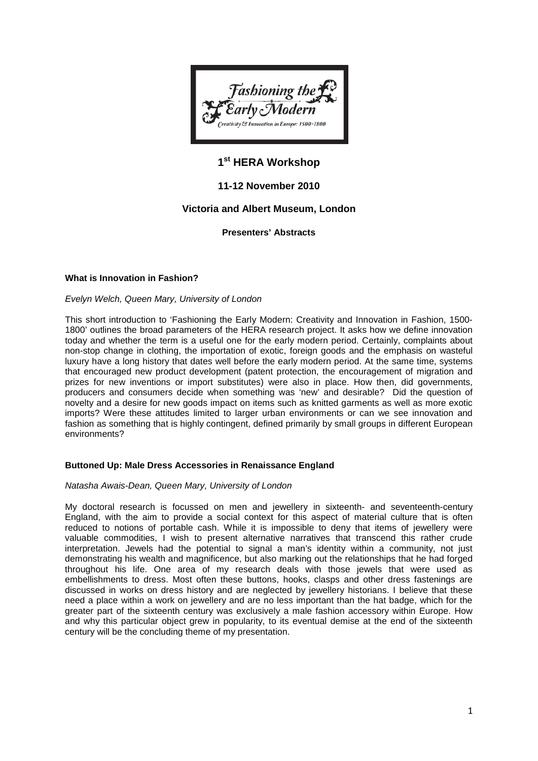# 1st HERA Workshop

## 11-12 November 2010

## Victoria and Albert Museum, London

### Presenters' Abstracts

### What is Innovation in Fashion?

*Evelyn Welch, Queen Mary, University of London*

This short introduction to 'Fashioning the Early Modern: Creativity and Innovation in Fashion, 1500-1800' outlines the broad parameters of the HERA research project. It asks how we define innovation today and whether the term is a useful one for the early modern period. Certainly, complaints about non-stop change in clothing, the importation of exotic, foreign goods and the emphasis on wasteful luxury have a long history that dates well before the early modern period. At the same time, systems that encouraged new product development (patent protection, the encouragement of migration and prizes for new inventions or import substitutes) were also in place. How then, did governments, producers and consumers decide when something was 'new' and desirable? Did the question of novelty and a desire for new goods impact on items such as knitted garments as well as more exotic imports? Were these attitudes limited to larger urban environments or can we see innovation and fashion as something that is highly contingent, defined primarily by small groups in different European environments?

### Buttoned Up: Male Dress Accessories in Renaissance England

*Natasha Awais-Dean, Queen Mary, University of London*

My doctoral research is focussed on men and jewellery in sixteenth- and seventeenth-century England, with the aim to provide a social context for this aspect of material culture that is often reduced to notions of portable cash. While it is impossible to deny that items of jewellery were valuable commodities, I wish to present alternative narratives that transcend this rather crude interpretation. Jewels had the potential to signal a man's identity within a community, not just demonstrating his wealth and magnificence, but also marking out the relationships that he had forged throughout his life. One area of my research deals with those jewels that were used as embellishments to dress. Most often these buttons, hooks, clasps and other dress fastenings are discussed in works on dress history and are neglected by jewellery historians. I believe that these need a place within a work on jewellery and are no less important than the hat badge, which for the greater part of the sixteenth century was exclusively a male fashion accessory within Europe. How and why this particular object grew in popularity, to its eventual demise at the end of the sixteenth century will be the concluding theme of my presentation.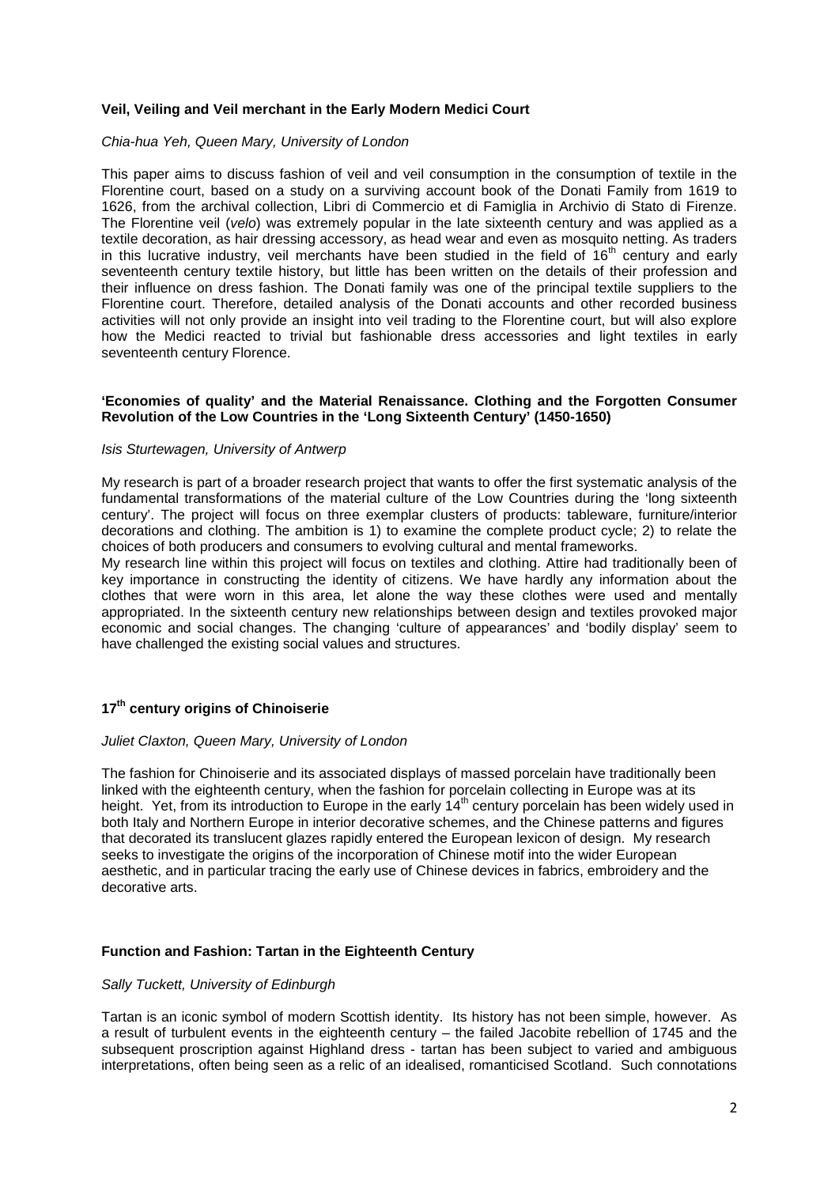### Veil, Veiling and Veil merchant in the Early Modern Medici Court

*Chia-hua Yeh, Queen Mary, University of London*

This paper aims to discuss fashion of veil and veil consumption in the consumption of textile in the Florentine court, based on a study on a surviving account book of the Donati Family from 1619 to 1626, from the archival collection, Libri di Commercio et di Famiglia in Archivio di Stato di Firenze. The Florentine veil (*velo*) was extremely popular in the late sixteenth century and was applied as a textile decoration, as hair dressing accessory, as head wear and even as mosquito netting. As traders in this lucrative industry, veil merchants have been studied in the field of 16th century and early seventeenth century textile history, but little has been written on the details of their profession and their influence on dress fashion. The Donati family was one of the principal textile suppliers to the Florentine court. Therefore, detailed analysis of the Donati accounts and other recorded business activities will not only provide an insight into veil trading to the Florentine court, but will also explore how the Medici reacted to trivial but fashionable dress accessories and light textiles in early seventeenth century Florence.

### 'Economies of quality' and the Material Renaissance. Clothing and the Forgotten Consumer Revolution of the Low Countries in the 'Long Sixteenth Century' (1450-1650)

*Isis Sturtewagen, University of Antwerp*

My research is part of a broader research project that wants to offer the first systematic analysis of the fundamental transformations of the material culture of the Low Countries during the 'long sixteenth century'. The project will focus on three exemplar clusters of products: tableware, furniture/interior decorations and clothing. The ambition is 1) to examine the complete product cycle; 2) to relate the choices of both producers and consumers to evolving cultural and mental frameworks.

My research line within this project will focus on textiles and clothing. Attire had traditionally been of key importance in constructing the identity of citizens. We have hardly any information about the clothes that were worn in this area, let alone the way these clothes were used and mentally appropriated. In the sixteenth century new relationships between design and textiles provoked major economic and social changes. The changing 'culture of appearances' and 'bodily display' seem to have challenged the existing social values and structures.

### 17th century origins of Chinoiserie

*Juliet Claxton, Queen Mary, University of London*

The fashion for Chinoiserie and its associated displays of massed porcelain have traditionally been linked with the eighteenth century, when the fashion for porcelain collecting in Europe was at its height. Yet, from its introduction to Europe in the early 14th century porcelain has been widely used in both Italy and Northern Europe in interior decorative schemes, and the Chinese patterns and figures that decorated its translucent glazes rapidly entered the European lexicon of design. My research seeks to investigate the origins of the incorporation of Chinese motif into the wider European aesthetic, and in particular tracing the early use of Chinese devices in fabrics, embroidery and the decorative arts.

### Function and Fashion: Tartan in the Eighteenth Century

*Sally Tuckett, University of Edinburgh*

Tartan is an iconic symbol of modern Scottish identity. Its history has not been simple, however. As a result of turbulent events in the eighteenth century – the failed Jacobite rebellion of 1745 and the subsequent proscription against Highland dress - tartan has been subject to varied and ambiguous interpretations, often being seen as a relic of an idealised, romanticised Scotland. Such connotations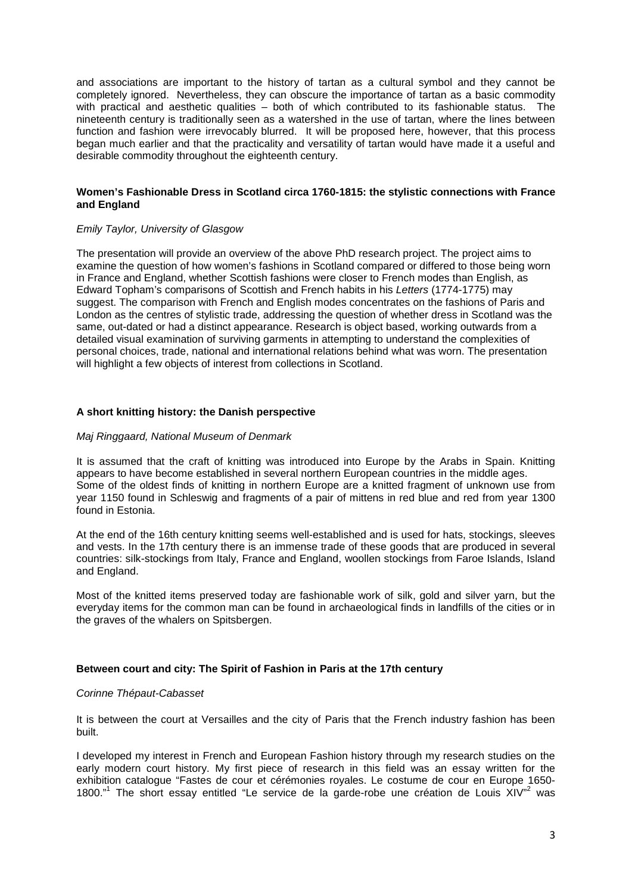and associations are important to the history of tartan as a cultural symbol and they cannot be completely ignored. Nevertheless, they can obscure the importance of tartan as a basic commodity with practical and aesthetic qualities – both of which contributed to its fashionable status. The nineteenth century is traditionally seen as a watershed in the use of tartan, where the lines between function and fashion were irrevocably blurred. It will be proposed here, however, that this process began much earlier and that the practicality and versatility of tartan would have made it a useful and desirable commodity throughout the eighteenth century.

**Women's Fashionable Dress in Scotland circa 1760-1815: the stylistic connections with France and England**

*Emily Taylor, University of Glasgow*

The presentation will provide an overview of the above PhD research project. The project aims to examine the question of how women's fashions in Scotland compared or differed to those being worn in France and England, whether Scottish fashions were closer to French modes than English, as Edward Topham's comparisons of Scottish and French habits in his *Letters* (1774-1775) may suggest. The comparison with French and English modes concentrates on the fashions of Paris and London as the centres of stylistic trade, addressing the question of whether dress in Scotland was the same, out-dated or had a distinct appearance. Research is object based, working outwards from a detailed visual examination of surviving garments in attempting to understand the complexities of personal choices, trade, national and international relations behind what was worn. The presentation will highlight a few objects of interest from collections in Scotland.

**A short knitting history: the Danish perspective**

*Maj Ringgaard, National Museum of Denmark*

It is assumed that the craft of knitting was introduced into Europe by the Arabs in Spain. Knitting appears to have become established in several northern European countries in the middle ages. Some of the oldest finds of knitting in northern Europe are a knitted fragment of unknown use from year 1150 found in Schleswig and fragments of a pair of mittens in red blue and red from year 1300 found in Estonia.

At the end of the 16th century knitting seems well-established and is used for hats, stockings, sleeves and vests. In the 17th century there is an immense trade of these goods that are produced in several countries: silk-stockings from Italy, France and England, woollen stockings from Faroe Islands, Island and England.

Most of the knitted items preserved today are fashionable work of silk, gold and silver yarn, but the everyday items for the common man can be found in archaeological finds in landfills of the cities or in the graves of the whalers on Spitsbergen.

**Between court and city: The Spirit of Fashion in Paris at the 17th century**

*Corinne Thépaut-Cabasset*

It is between the court at Versailles and the city of Paris that the French industry fashion has been built.

I developed my interest in French and European Fashion history through my research studies on the early modern court history. My first piece of research in this field was an essay written for the exhibition catalogue "Fastes de cour et cérémonies royales. Le costume de cour en Europe 1650-1800."[1] The short essay entitled "Le service de la garde-robe une création de Louis XIV"[2] was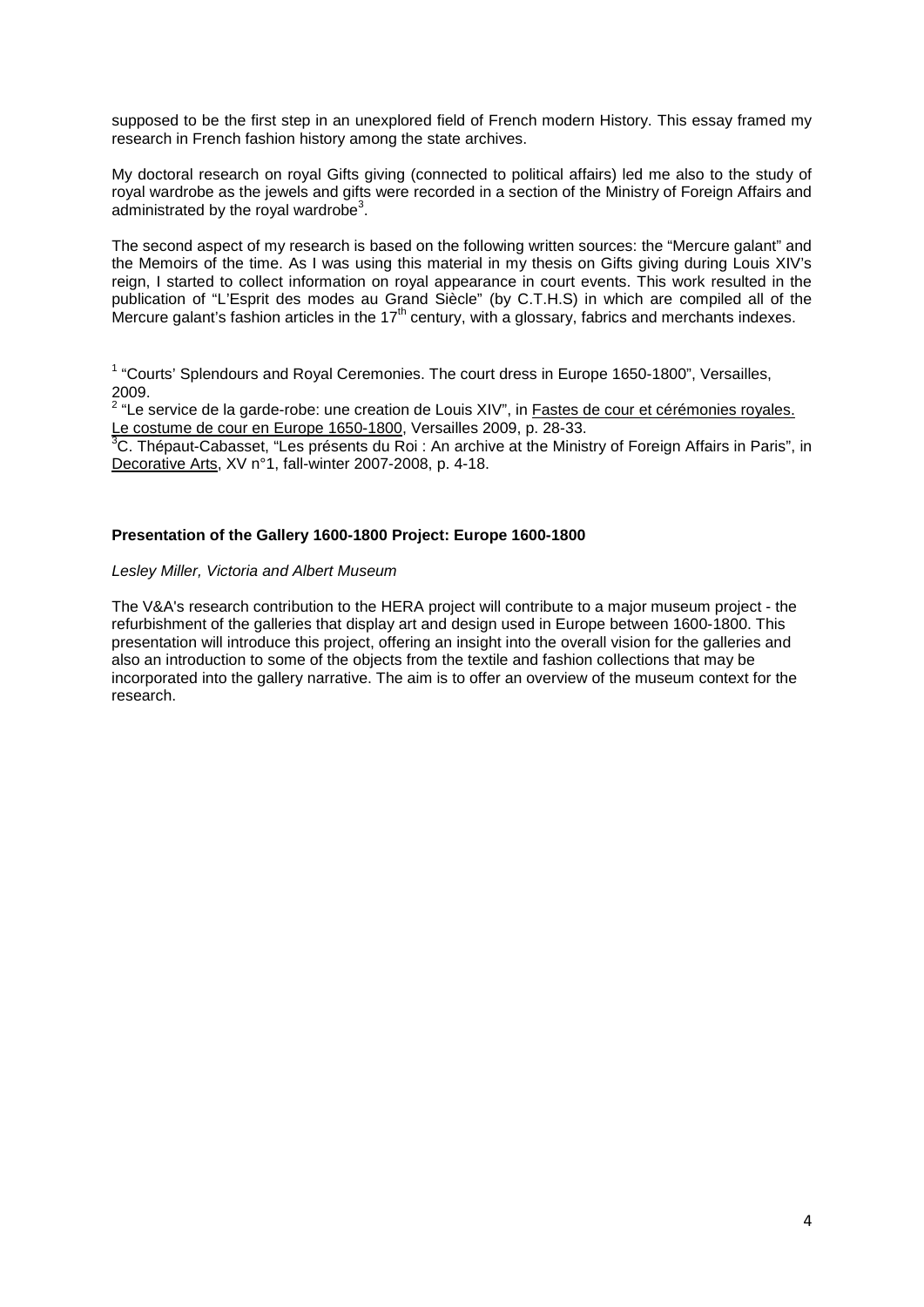supposed to be the first step in an unexplored field of French modern History. This essay framed my research in French fashion history among the state archives.

My doctoral research on royal Gifts giving (connected to political affairs) led me also to the study of royal wardrobe as the jewels and gifts were recorded in a section of the Ministry of Foreign Affairs and administrated by the royal wardrobe[3].

The second aspect of my research is based on the following written sources: the "Mercure galant" and the Memoirs of the time. As I was using this material in my thesis on Gifts giving during Louis XIV's reign, I started to collect information on royal appearance in court events. This work resulted in the publication of "L'Esprit des modes au Grand Siècle" (by C.T.H.S) in which are compiled all of the Mercure galant's fashion articles in the 17th century, with a glossary, fabrics and merchants indexes.

[1] "Courts' Splendours and Royal Ceremonies. The court dress in Europe 1650-1800", Versailles, 2009.
[2] "Le service de la garde-robe: une creation de Louis XIV", in Fastes de cour et cérémonies royales. Le costume de cour en Europe 1650-1800, Versailles 2009, p. 28-33.
[3] C. Thépaut-Cabasset, "Les présents du Roi : An archive at the Ministry of Foreign Affairs in Paris", in Decorative Arts, XV n°1, fall-winter 2007-2008, p. 4-18.

**Presentation of the Gallery 1600-1800 Project: Europe 1600-1800**

*Lesley Miller, Victoria and Albert Museum*

The V&A's research contribution to the HERA project will contribute to a major museum project - the refurbishment of the galleries that display art and design used in Europe between 1600-1800. This presentation will introduce this project, offering an insight into the overall vision for the galleries and also an introduction to some of the objects from the textile and fashion collections that may be incorporated into the gallery narrative. The aim is to offer an overview of the museum context for the research.